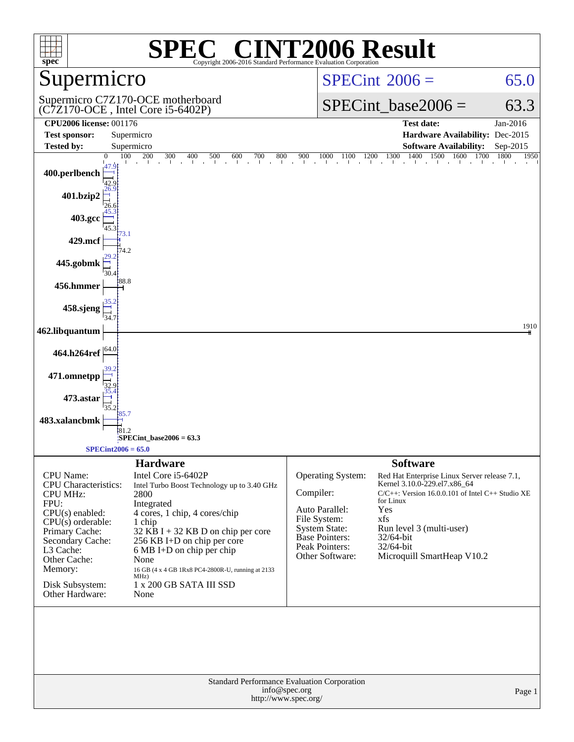# SPEC® CINT2006 Result

Copyright 2006-2016 Standard Performance Evaluation Corporation

## Supermicro

Supermicro C7Z170-OCE motherboard
(C7Z170-OCE , Intel Core i5-6402P)

SPECint 2006 = 65.0

SPECint_base2006 = 63.3

| | | | |
|---|---|---|---|
| **CPU2006 license:** 001176 | | **Test date:** | Jan-2016 |
| **Test sponsor:** | Supermicro | **Hardware Availability:** | Dec-2015 |
| **Tested by:** | Supermicro | **Software Availability:** | Sep-2015 |

| Benchmark | Peak | Base |
|---|---|---|
| 400.perlbench | 47.9 | 42.9 |
| 401.bzip2 | 26.9 | 26.6 |
| 403.gcc | 45.3 | 45.3 |
| 429.mcf | 73.1 | 74.2 |
| 445.gobmk | 29.2 | 30.4 |
| 456.hmmer | 88.8 | 88.8 |
| 458.sjeng | 35.2 | 34.7 |
| 462.libquantum | 1910 | 1910 |
| 464.h264ref | 64.0 | 64.0 |
| 471.omnetpp | 39.2 | 32.9 |
| 473.astar | 35.4 | 35.2 |
| 483.xalancbmk | 85.7 | 81.2 |

SPECint_base2006 = 63.3

SPECint2006 = 65.0

## Hardware

| | |
|---|---|
| CPU Name: | Intel Core i5-6402P |
| CPU Characteristics: | Intel Turbo Boost Technology up to 3.40 GHz |
| CPU MHz: | 2800 |
| FPU: | Integrated |
| CPU(s) enabled: | 4 cores, 1 chip, 4 cores/chip |
| CPU(s) orderable: | 1 chip |
| Primary Cache: | 32 KB I + 32 KB D on chip per core |
| Secondary Cache: | 256 KB I+D on chip per core |
| L3 Cache: | 6 MB I+D on chip per chip |
| Other Cache: | None |
| Memory: | 16 GB (4 x 4 GB 1Rx8 PC4-2800R-U, running at 2133 MHz) |
| Disk Subsystem: | 1 x 200 GB SATA III SSD |
| Other Hardware: | None |

## Software

| | |
|---|---|
| Operating System: | Red Hat Enterprise Linux Server release 7.1, Kernel 3.10.0-229.el7.x86_64 |
| Compiler: | C/C++: Version 16.0.0.101 of Intel C++ Studio XE for Linux |
| Auto Parallel: | Yes |
| File System: | xfs |
| System State: | Run level 3 (multi-user) |
| Base Pointers: | 32/64-bit |
| Peak Pointers: | 32/64-bit |
| Other Software: | Microquill SmartHeap V10.2 |

Standard Performance Evaluation Corporation
info@spec.org
http://www.spec.org/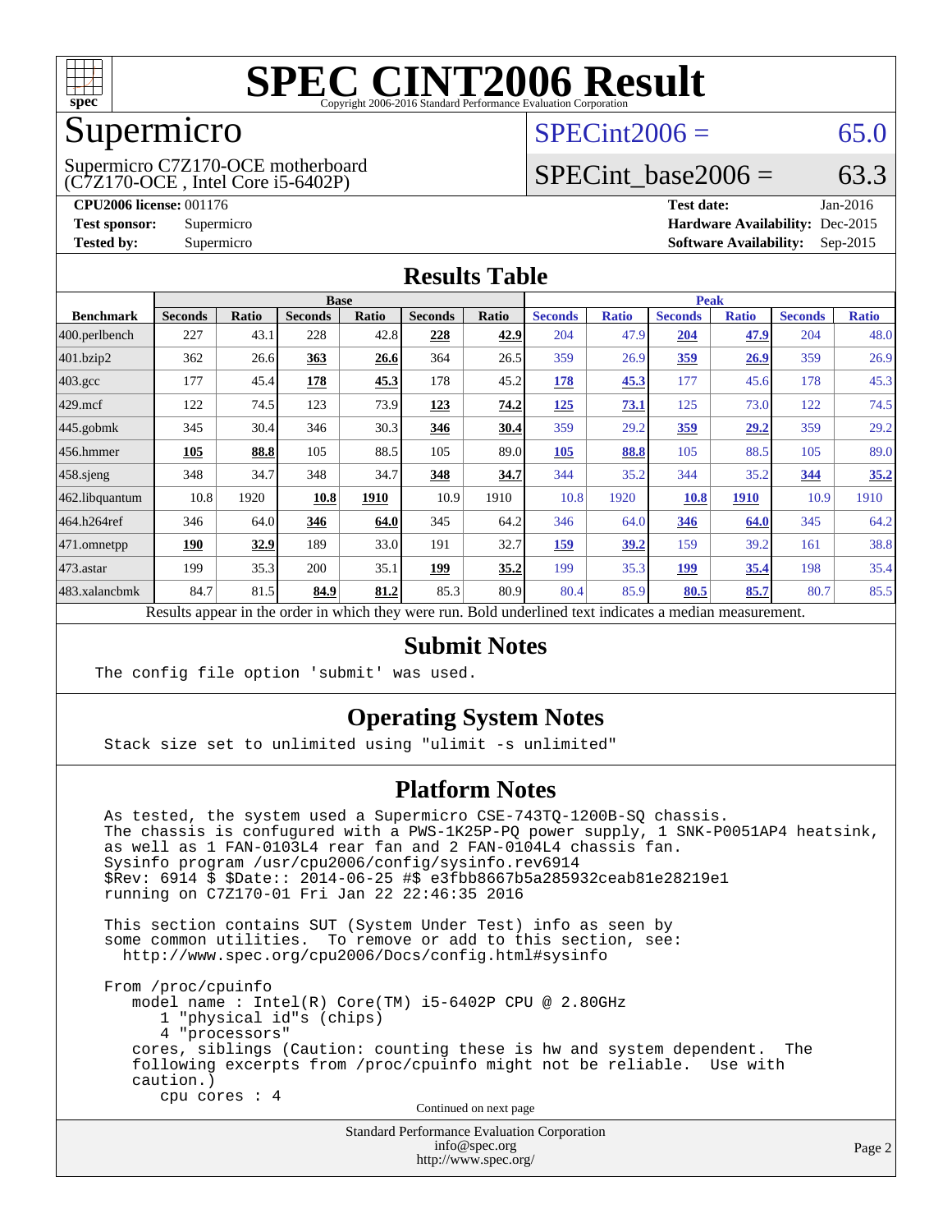# SPEC CINT2006 Result

Copyright 2006-2016 Standard Performance Evaluation Corporation

## Supermicro

Supermicro C7Z170-OCE motherboard
(C7Z170-OCE , Intel Core i5-6402P)

SPECint2006 = 65.0

SPECint_base2006 = 63.3

**CPU2006 license:** 001176
**Test sponsor:** Supermicro
**Tested by:** Supermicro

**Test date:** Jan-2016
**Hardware Availability:** Dec-2015
**Software Availability:** Sep-2015

## Results Table

| Benchmark | Base | | | | | | Peak | | | | | |
|---|---|---|---|---|---|---|---|---|---|---|---|---|
| | Seconds | Ratio | Seconds | Ratio | Seconds | Ratio | Seconds | Ratio | Seconds | Ratio | Seconds | Ratio |
| 400.perlbench | 227 | 43.1 | 228 | 42.8 | **228** | **42.9** | 204 | 47.9 | **204** | **47.9** | 204 | 48.0 |
| 401.bzip2 | 362 | 26.6 | **363** | **26.6** | 364 | 26.5 | 359 | 26.9 | **359** | **26.9** | 359 | 26.9 |
| 403.gcc | 177 | 45.4 | **178** | **45.3** | 178 | 45.2 | **178** | **45.3** | 177 | 45.6 | 178 | 45.3 |
| 429.mcf | 122 | 74.5 | 123 | 73.9 | **123** | **74.2** | **125** | **73.1** | 125 | 73.0 | 122 | 74.5 |
| 445.gobmk | 345 | 30.4 | 346 | 30.3 | **346** | **30.4** | 359 | 29.2 | **359** | **29.2** | 359 | 29.2 |
| 456.hmmer | **105** | **88.8** | 105 | 88.5 | 105 | 89.0 | **105** | **88.8** | 105 | 88.5 | 105 | 89.0 |
| 458.sjeng | 348 | 34.7 | 348 | 34.7 | **348** | **34.7** | 344 | 35.2 | 344 | 35.2 | **344** | **35.2** |
| 462.libquantum | 10.8 | 1920 | **10.8** | **1910** | 10.9 | 1910 | 10.8 | 1920 | **10.8** | **1910** | 10.9 | 1910 |
| 464.h264ref | 346 | 64.0 | **346** | **64.0** | 345 | 64.2 | 346 | 64.0 | **346** | **64.0** | 345 | 64.2 |
| 471.omnetpp | **190** | **32.9** | 189 | 33.0 | 191 | 32.7 | **159** | **39.2** | 159 | 39.2 | 161 | 38.8 |
| 473.astar | 199 | 35.3 | 200 | 35.1 | **199** | **35.2** | 199 | 35.3 | **199** | **35.4** | 198 | 35.4 |
| 483.xalancbmk | 84.7 | 81.5 | **84.9** | **81.2** | 85.3 | 80.9 | 80.4 | 85.9 | **80.5** | **85.7** | 80.7 | 85.5 |

Results appear in the order in which they were run. Bold underlined text indicates a median measurement.

## Submit Notes

```
The config file option 'submit' was used.
```

## Operating System Notes

```
Stack size set to unlimited using "ulimit -s unlimited"
```

## Platform Notes

```
As tested, the system used a Supermicro CSE-743TQ-1200B-SQ chassis.
The chassis is confugured with a PWS-1K25P-PQ power supply, 1 SNK-P0051AP4 heatsink,
as well as 1 FAN-0103L4 rear fan and 2 FAN-0104L4 chassis fan.
Sysinfo program /usr/cpu2006/config/sysinfo.rev6914
$Rev: 6914 $ $Date:: 2014-06-25 #$ e3fbb8667b5a285932ceab81e28219e1
running on C7Z170-01 Fri Jan 22 22:46:35 2016

This section contains SUT (System Under Test) info as seen by
some common utilities.  To remove or add to this section, see:
  http://www.spec.org/cpu2006/Docs/config.html#sysinfo

From /proc/cpuinfo
   model name : Intel(R) Core(TM) i5-6402P CPU @ 2.80GHz
      1 "physical id"s (chips)
      4 "processors"
   cores, siblings (Caution: counting these is hw and system dependent.  The
   following excerpts from /proc/cpuinfo might not be reliable.  Use with
   caution.)
      cpu cores : 4
```

Continued on next page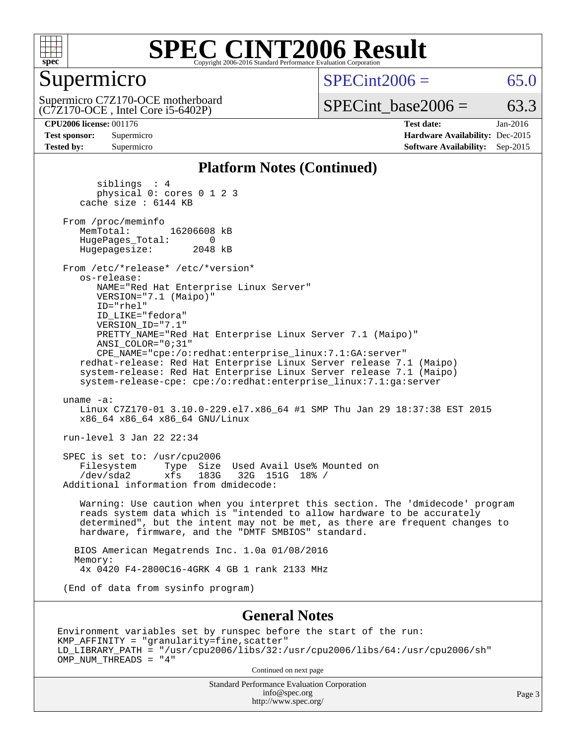# SPEC CINT2006 Result

Copyright 2006-2016 Standard Performance Evaluation Corporation

## Supermicro

Supermicro C7Z170-OCE motherboard
(C7Z170-OCE , Intel Core i5-6402P)

SPECint2006 = 65.0

SPECint_base2006 = 63.3

**CPU2006 license:** 001176
**Test sponsor:** Supermicro
**Tested by:** Supermicro

**Test date:** Jan-2016
**Hardware Availability:** Dec-2015
**Software Availability:** Sep-2015

## Platform Notes (Continued)

```
        siblings  : 4
        physical 0: cores 0 1 2 3
     cache size : 6144 KB

  From /proc/meminfo
     MemTotal:       16206608 kB
     HugePages_Total:       0
     Hugepagesize:       2048 kB

  From /etc/*release* /etc/*version*
     os-release:
        NAME="Red Hat Enterprise Linux Server"
        VERSION="7.1 (Maipo)"
        ID="rhel"
        ID_LIKE="fedora"
        VERSION_ID="7.1"
        PRETTY_NAME="Red Hat Enterprise Linux Server 7.1 (Maipo)"
        ANSI_COLOR="0;31"
        CPE_NAME="cpe:/o:redhat:enterprise_linux:7.1:GA:server"
     redhat-release: Red Hat Enterprise Linux Server release 7.1 (Maipo)
     system-release: Red Hat Enterprise Linux Server release 7.1 (Maipo)
     system-release-cpe: cpe:/o:redhat:enterprise_linux:7.1:ga:server

  uname -a:
     Linux C7Z170-01 3.10.0-229.el7.x86_64 #1 SMP Thu Jan 29 18:37:38 EST 2015
     x86_64 x86_64 x86_64 GNU/Linux

  run-level 3 Jan 22 22:34

  SPEC is set to: /usr/cpu2006
     Filesystem     Type  Size  Used Avail Use% Mounted on
     /dev/sda2      xfs   183G   32G  151G  18% /
  Additional information from dmidecode:

     Warning: Use caution when you interpret this section. The 'dmidecode' program
     reads system data which is "intended to allow hardware to be accurately
     determined", but the intent may not be met, as there are frequent changes to
     hardware, firmware, and the "DMTF SMBIOS" standard.

    BIOS American Megatrends Inc. 1.0a 01/08/2016
    Memory:
     4x 0420 F4-2800C16-4GRK 4 GB 1 rank 2133 MHz

  (End of data from sysinfo program)
```

## General Notes

```
Environment variables set by runspec before the start of the run:
KMP_AFFINITY = "granularity=fine,scatter"
LD_LIBRARY_PATH = "/usr/cpu2006/libs/32:/usr/cpu2006/libs/64:/usr/cpu2006/sh"
OMP_NUM_THREADS = "4"
```

Continued on next page

Standard Performance Evaluation Corporation
info@spec.org
http://www.spec.org/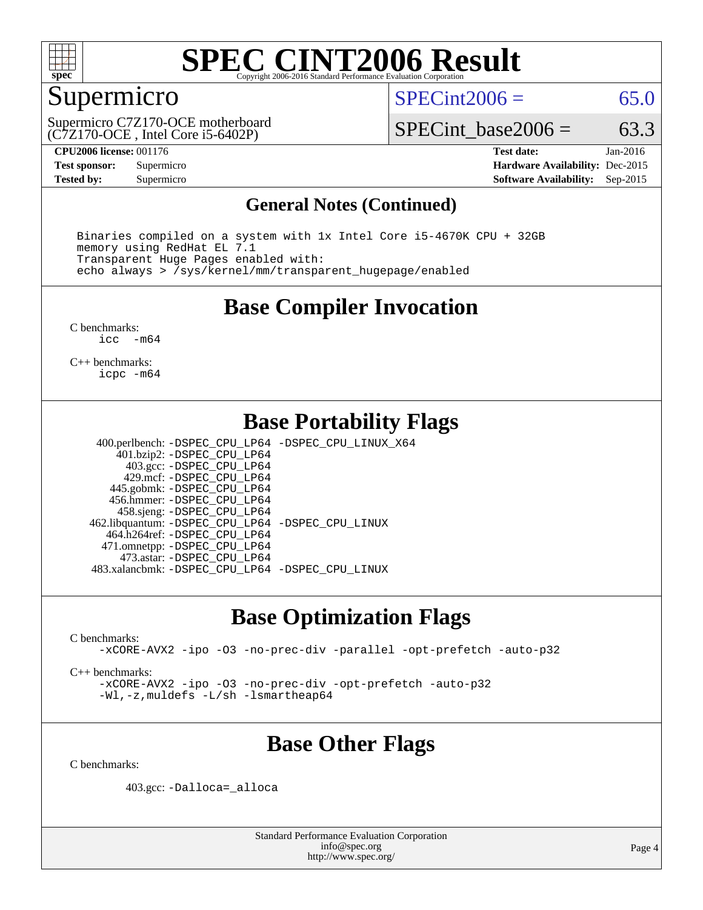# SPEC CINT2006 Result

Copyright 2006-2016 Standard Performance Evaluation Corporation

## Supermicro

Supermicro C7Z170-OCE motherboard
(C7Z170-OCE , Intel Core i5-6402P)

SPECint2006 = 65.0

SPECint_base2006 = 63.3

| | | | |
|---|---|---|---|
| **CPU2006 license:** 001176 | | **Test date:** | Jan-2016 |
| **Test sponsor:** | Supermicro | **Hardware Availability:** | Dec-2015 |
| **Tested by:** | Supermicro | **Software Availability:** | Sep-2015 |

### General Notes (Continued)

```
Binaries compiled on a system with 1x Intel Core i5-4670K CPU + 32GB
memory using RedHat EL 7.1
Transparent Huge Pages enabled with:
echo always > /sys/kernel/mm/transparent_hugepage/enabled
```

## Base Compiler Invocation

C benchmarks:
```
icc  -m64
```

C++ benchmarks:
```
icpc -m64
```

## Base Portability Flags

| | |
|---|---|
| 400.perlbench: | -DSPEC_CPU_LP64 -DSPEC_CPU_LINUX_X64 |
| 401.bzip2: | -DSPEC_CPU_LP64 |
| 403.gcc: | -DSPEC_CPU_LP64 |
| 429.mcf: | -DSPEC_CPU_LP64 |
| 445.gobmk: | -DSPEC_CPU_LP64 |
| 456.hmmer: | -DSPEC_CPU_LP64 |
| 458.sjeng: | -DSPEC_CPU_LP64 |
| 462.libquantum: | -DSPEC_CPU_LP64 -DSPEC_CPU_LINUX |
| 464.h264ref: | -DSPEC_CPU_LP64 |
| 471.omnetpp: | -DSPEC_CPU_LP64 |
| 473.astar: | -DSPEC_CPU_LP64 |
| 483.xalancbmk: | -DSPEC_CPU_LP64 -DSPEC_CPU_LINUX |

## Base Optimization Flags

C benchmarks:
```
-xCORE-AVX2 -ipo -O3 -no-prec-div -parallel -opt-prefetch -auto-p32
```

C++ benchmarks:
```
-xCORE-AVX2 -ipo -O3 -no-prec-div -opt-prefetch -auto-p32
-Wl,-z,muldefs -L/sh -lsmartheap64
```

## Base Other Flags

C benchmarks:

403.gcc: -Dalloca=_alloca

Standard Performance Evaluation Corporation
info@spec.org
http://www.spec.org/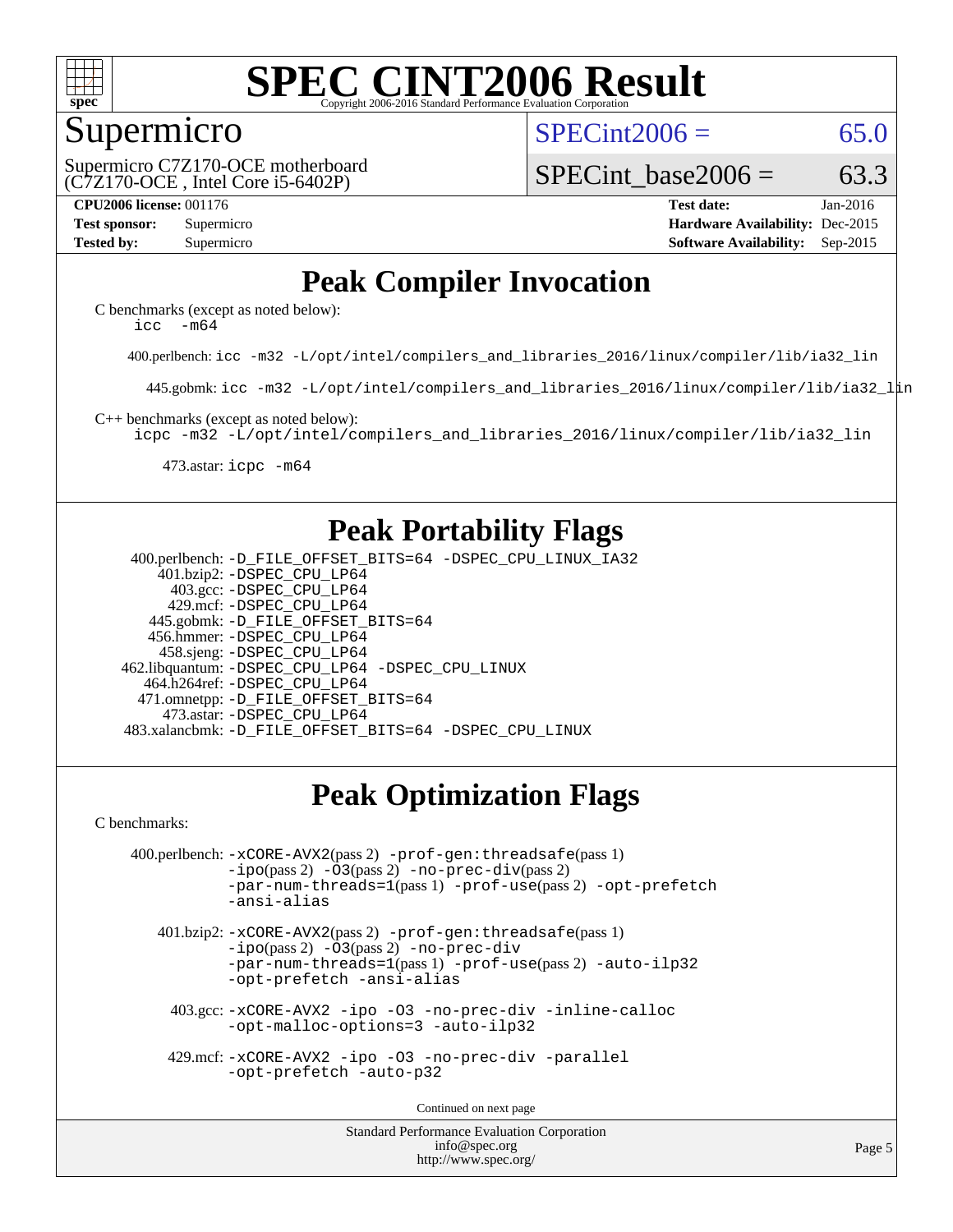# SPEC CINT2006 Result

Copyright 2006-2016 Standard Performance Evaluation Corporation

## Supermicro

Supermicro C7Z170-OCE motherboard (C7Z170-OCE , Intel Core i5-6402P)

SPECint2006 = 65.0

SPECint_base2006 = 63.3

**CPU2006 license:** 001176
**Test sponsor:** Supermicro
**Tested by:** Supermicro

**Test date:** Jan-2016
**Hardware Availability:** Dec-2015
**Software Availability:** Sep-2015

## Peak Compiler Invocation

C benchmarks (except as noted below):
icc -m64

400.perlbench: icc -m32 -L/opt/intel/compilers_and_libraries_2016/linux/compiler/lib/ia32_lin

445.gobmk: icc -m32 -L/opt/intel/compilers_and_libraries_2016/linux/compiler/lib/ia32_lin

C++ benchmarks (except as noted below):
icpc -m32 -L/opt/intel/compilers_and_libraries_2016/linux/compiler/lib/ia32_lin

473.astar: icpc -m64

## Peak Portability Flags

400.perlbench: -D_FILE_OFFSET_BITS=64 -DSPEC_CPU_LINUX_IA32
401.bzip2: -DSPEC_CPU_LP64
403.gcc: -DSPEC_CPU_LP64
429.mcf: -DSPEC_CPU_LP64
445.gobmk: -D_FILE_OFFSET_BITS=64
456.hmmer: -DSPEC_CPU_LP64
458.sjeng: -DSPEC_CPU_LP64
462.libquantum: -DSPEC_CPU_LP64 -DSPEC_CPU_LINUX
464.h264ref: -DSPEC_CPU_LP64
471.omnetpp: -D_FILE_OFFSET_BITS=64
473.astar: -DSPEC_CPU_LP64
483.xalancbmk: -D_FILE_OFFSET_BITS=64 -DSPEC_CPU_LINUX

## Peak Optimization Flags

C benchmarks:

400.perlbench: -xCORE-AVX2(pass 2) -prof-gen:threadsafe(pass 1) -ipo(pass 2) -O3(pass 2) -no-prec-div(pass 2) -par-num-threads=1(pass 1) -prof-use(pass 2) -opt-prefetch -ansi-alias

401.bzip2: -xCORE-AVX2(pass 2) -prof-gen:threadsafe(pass 1) -ipo(pass 2) -O3(pass 2) -no-prec-div -par-num-threads=1(pass 1) -prof-use(pass 2) -auto-ilp32 -opt-prefetch -ansi-alias

403.gcc: -xCORE-AVX2 -ipo -O3 -no-prec-div -inline-calloc -opt-malloc-options=3 -auto-ilp32

429.mcf: -xCORE-AVX2 -ipo -O3 -no-prec-div -parallel -opt-prefetch -auto-p32

Continued on next page

Standard Performance Evaluation Corporation
info@spec.org
http://www.spec.org/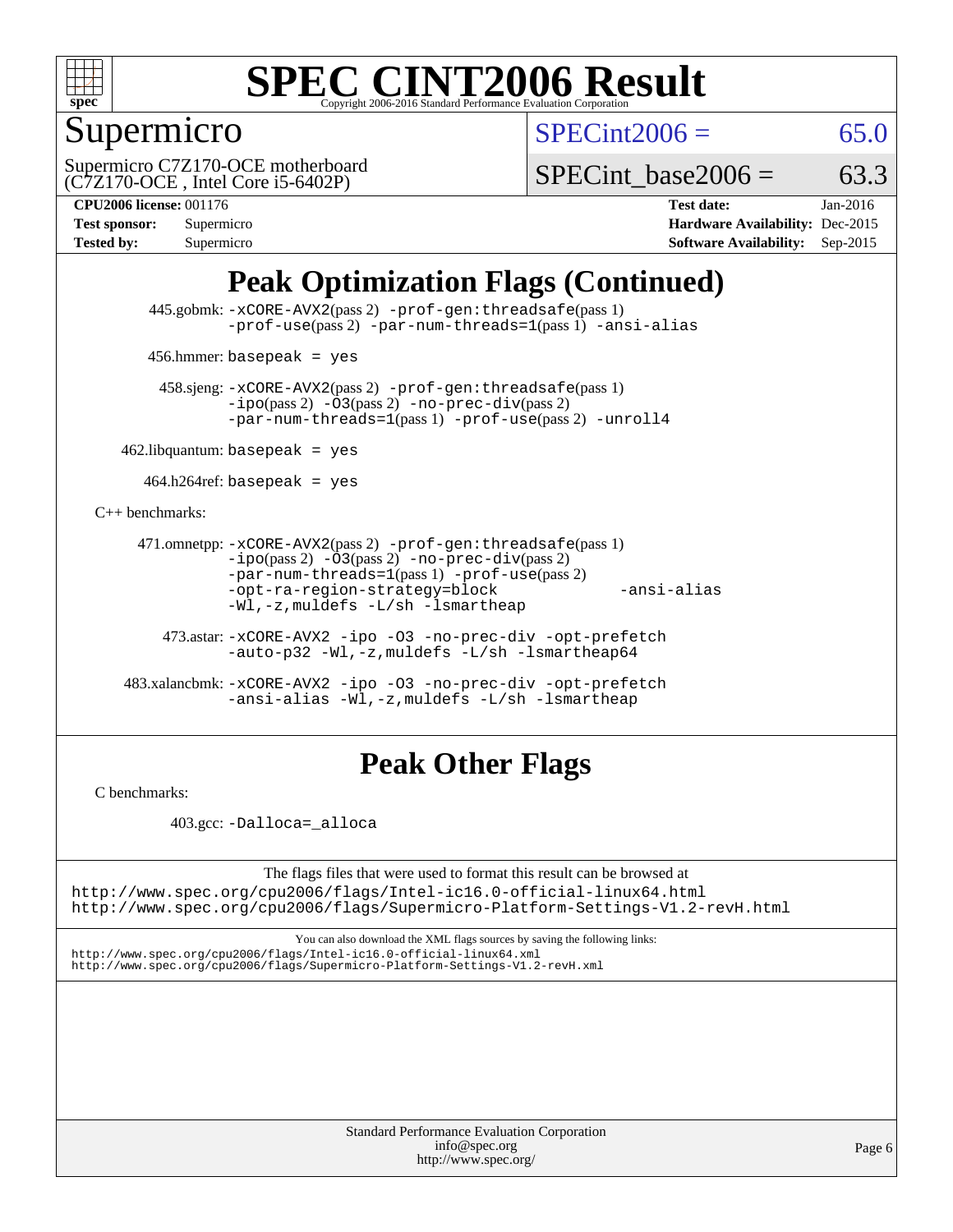# SPEC CINT2006 Result

## Supermicro

Supermicro C7Z170-OCE motherboard
(C7Z170-OCE , Intel Core i5-6402P)

SPECint2006 = 65.0

SPECint_base2006 = 63.3

**CPU2006 license:** 001176
**Test sponsor:** Supermicro
**Tested by:** Supermicro

**Test date:** Jan-2016
**Hardware Availability:** Dec-2015
**Software Availability:** Sep-2015

## Peak Optimization Flags (Continued)

445.gobmk: `-xCORE-AVX2`(pass 2) `-prof-gen:threadsafe`(pass 1) `-prof-use`(pass 2) `-par-num-threads=1`(pass 1) `-ansi-alias`

456.hmmer: `basepeak = yes`

458.sjeng: `-xCORE-AVX2`(pass 2) `-prof-gen:threadsafe`(pass 1) `-ipo`(pass 2) `-O3`(pass 2) `-no-prec-div`(pass 2) `-par-num-threads=1`(pass 1) `-prof-use`(pass 2) `-unroll4`

462.libquantum: `basepeak = yes`

464.h264ref: `basepeak = yes`

C++ benchmarks:

471.omnetpp: `-xCORE-AVX2`(pass 2) `-prof-gen:threadsafe`(pass 1) `-ipo`(pass 2) `-O3`(pass 2) `-no-prec-div`(pass 2) `-par-num-threads=1`(pass 1) `-prof-use`(pass 2) `-opt-ra-region-strategy=block` `-ansi-alias` `-Wl,-z,muldefs -L/sh -lsmartheap`

473.astar: `-xCORE-AVX2 -ipo -O3 -no-prec-div -opt-prefetch -auto-p32 -Wl,-z,muldefs -L/sh -lsmartheap64`

483.xalancbmk: `-xCORE-AVX2 -ipo -O3 -no-prec-div -opt-prefetch -ansi-alias -Wl,-z,muldefs -L/sh -lsmartheap`

## Peak Other Flags

C benchmarks:

403.gcc: `-Dalloca=_alloca`

The flags files that were used to format this result can be browsed at
http://www.spec.org/cpu2006/flags/Intel-ic16.0-official-linux64.html
http://www.spec.org/cpu2006/flags/Supermicro-Platform-Settings-V1.2-revH.html

You can also download the XML flags sources by saving the following links:
http://www.spec.org/cpu2006/flags/Intel-ic16.0-official-linux64.xml
http://www.spec.org/cpu2006/flags/Supermicro-Platform-Settings-V1.2-revH.xml

Standard Performance Evaluation Corporation
info@spec.org
http://www.spec.org/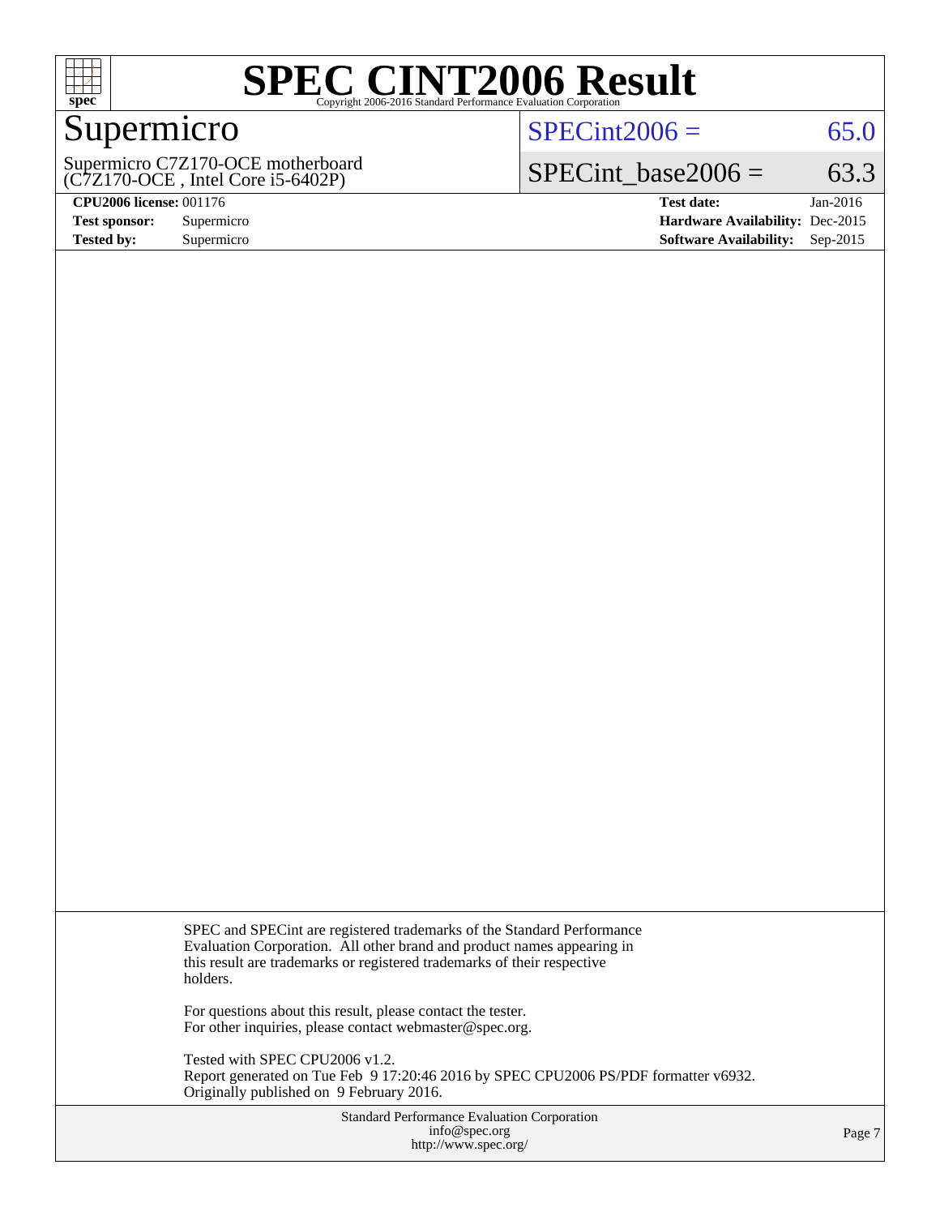# SPEC CINT2006 Result

Copyright 2006-2016 Standard Performance Evaluation Corporation

## Supermicro

Supermicro C7Z170-OCE motherboard
(C7Z170-OCE , Intel Core i5-6402P)

SPECint2006 = 65.0

SPECint_base2006 = 63.3

| | | | |
|---|---|---|---|
| **CPU2006 license:** | 001176 | **Test date:** | Jan-2016 |
| **Test sponsor:** | Supermicro | **Hardware Availability:** | Dec-2015 |
| **Tested by:** | Supermicro | **Software Availability:** | Sep-2015 |

SPEC and SPECint are registered trademarks of the Standard Performance Evaluation Corporation. All other brand and product names appearing in this result are trademarks or registered trademarks of their respective holders.

For questions about this result, please contact the tester.
For other inquiries, please contact webmaster@spec.org.

Tested with SPEC CPU2006 v1.2.
Report generated on Tue Feb 9 17:20:46 2016 by SPEC CPU2006 PS/PDF formatter v6932.
Originally published on 9 February 2016.

Standard Performance Evaluation Corporation
info@spec.org
http://www.spec.org/